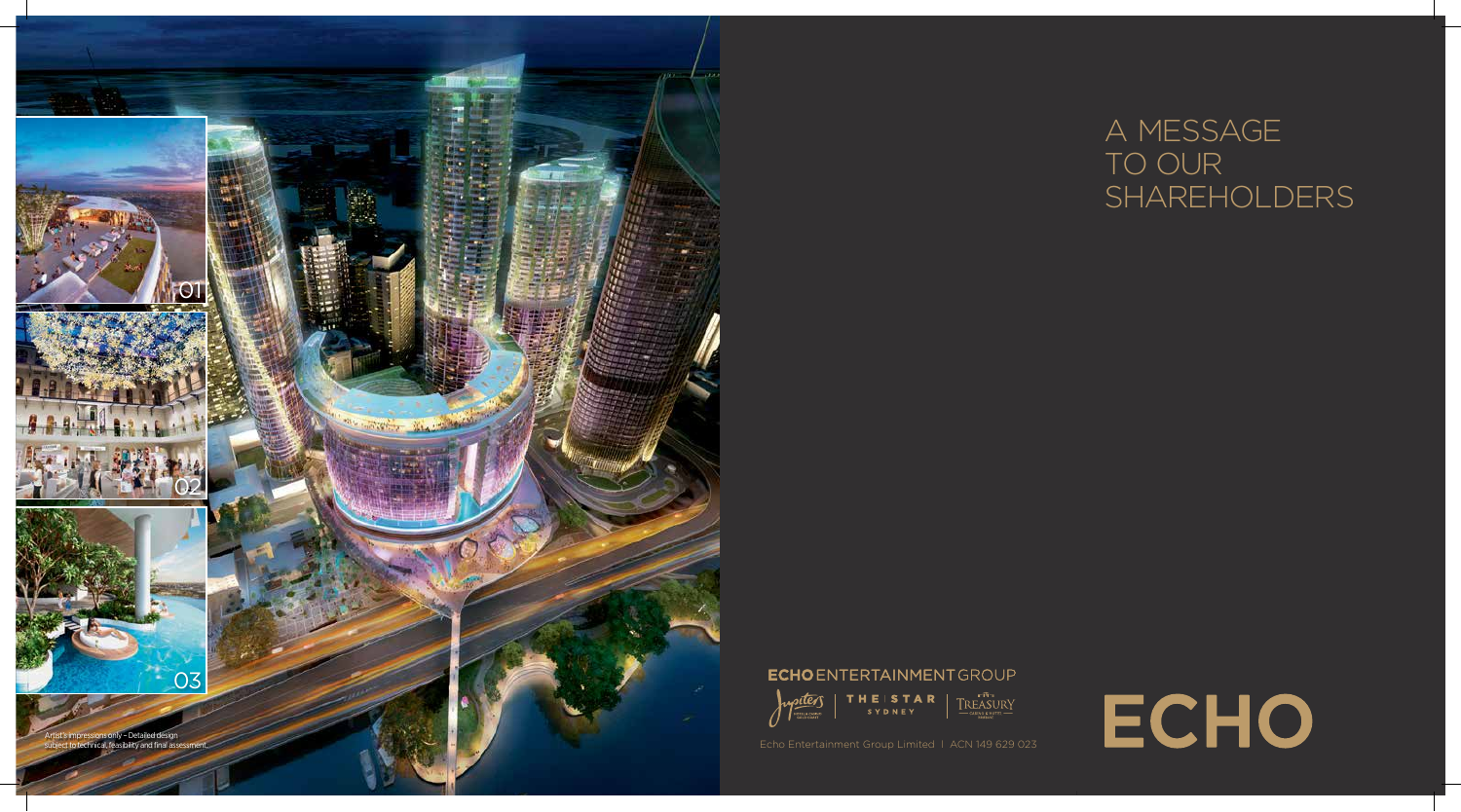Artist's impressions only – Detailed design subject to technical, feasibility and final assessment.

# A MESSAGE TO OUR SHAREHOLDERS

ECHO ENTERTAINMENT GROUP

Jupiters | THE STAR SYDNEY | TREASURY

Echo Entertainment Group Limited | ACN 149 629 023

ECHO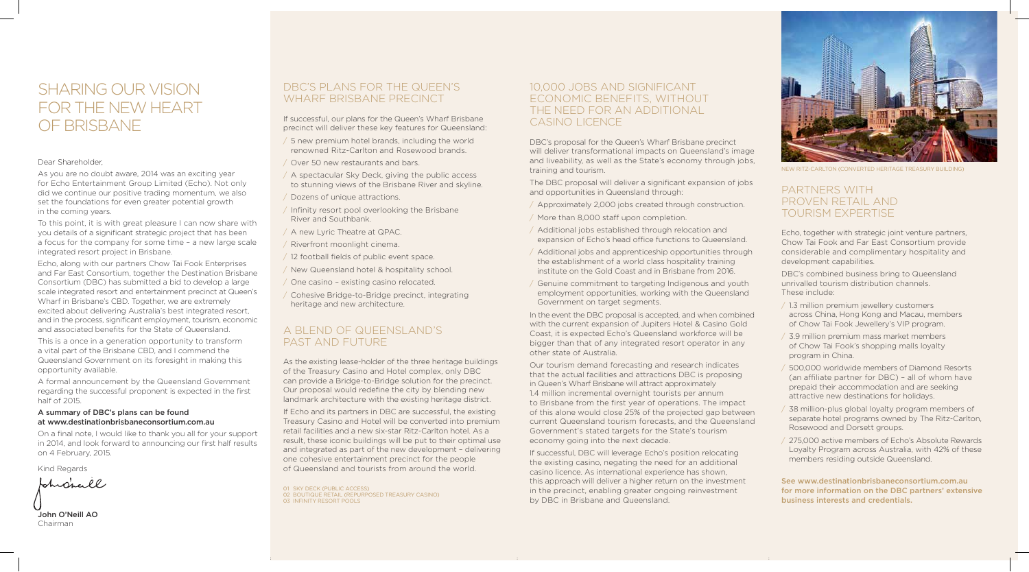# SHARING OUR VISION FOR THE NEW HEART OF BRISBANE

Dear Shareholder,

As you are no doubt aware, 2014 was an exciting year for Echo Entertainment Group Limited (Echo). Not only did we continue our positive trading momentum, we also set the foundations for even greater potential growth in the coming years.

To this point, it is with great pleasure I can now share with you details of a significant strategic project that has been a focus for the company for some time – a new large scale integrated resort project in Brisbane.

Echo, along with our partners Chow Tai Fook Enterprises and Far East Consortium, together the Destination Brisbane Consortium (DBC) has submitted a bid to develop a large scale integrated resort and entertainment precinct at Queen's Wharf in Brisbane's CBD. Together, we are extremely excited about delivering Australia's best integrated resort, and in the process, significant employment, tourism, economic and associated benefits for the State of Queensland.

This is a once in a generation opportunity to transform a vital part of the Brisbane CBD, and I commend the Queensland Government on its foresight in making this opportunity available.

A formal announcement by the Queensland Government regarding the successful proponent is expected in the first half of 2015.

**A summary of DBC's plans can be found at www.destinationbrisbaneconsortium.com.au**

On a final note, I would like to thank you all for your support in 2014, and look forward to announcing our first half results on 4 February, 2015.

Kind Regards

**John O'Neill AO**
Chairman

## DBC'S PLANS FOR THE QUEEN'S WHARF BRISBANE PRECINCT

If successful, our plans for the Queen's Wharf Brisbane precinct will deliver these key features for Queensland:

/ 5 new premium hotel brands, including the world renowned Ritz-Carlton and Rosewood brands.
/ Over 50 new restaurants and bars.
/ A spectacular Sky Deck, giving the public access to stunning views of the Brisbane River and skyline.
/ Dozens of unique attractions.
/ Infinity resort pool overlooking the Brisbane River and Southbank.
/ A new Lyric Theatre at QPAC.
/ Riverfront moonlight cinema.
/ 12 football fields of public event space.
/ New Queensland hotel & hospitality school.
/ One casino – existing casino relocated.
/ Cohesive Bridge-to-Bridge precinct, integrating heritage and new architecture.

## A BLEND OF QUEENSLAND'S PAST AND FUTURE

As the existing lease-holder of the three heritage buildings of the Treasury Casino and Hotel complex, only DBC can provide a Bridge-to-Bridge solution for the precinct. Our proposal would redefine the city by blending new landmark architecture with the existing heritage district.

If Echo and its partners in DBC are successful, the existing Treasury Casino and Hotel will be converted into premium retail facilities and a new six-star Ritz-Carlton hotel. As a result, these iconic buildings will be put to their optimal use and integrated as part of the new development – delivering one cohesive entertainment precinct for the people of Queensland and tourists from around the world.

01 SKY DECK (PUBLIC ACCESS)
02 BOUTIQUE RETAIL (REPURPOSED TREASURY CASINO)
03 INFINITY RESORT POOLS

## 10,000 JOBS AND SIGNIFICANT ECONOMIC BENEFITS, WITHOUT THE NEED FOR AN ADDITIONAL CASINO LICENCE

DBC's proposal for the Queen's Wharf Brisbane precinct will deliver transformational impacts on Queensland's image and liveability, as well as the State's economy through jobs, training and tourism.

The DBC proposal will deliver a significant expansion of jobs and opportunities in Queensland through:

/ Approximately 2,000 jobs created through construction.
/ More than 8,000 staff upon completion.
/ Additional jobs established through relocation and expansion of Echo's head office functions to Queensland.
/ Additional jobs and apprenticeship opportunities through the establishment of a world class hospitality training institute on the Gold Coast and in Brisbane from 2016.
/ Genuine commitment to targeting Indigenous and youth employment opportunities, working with the Queensland Government on target segments.

In the event the DBC proposal is accepted, and when combined with the current expansion of Jupiters Hotel & Casino Gold Coast, it is expected Echo's Queensland workforce will be bigger than that of any integrated resort operator in any other state of Australia.

Our tourism demand forecasting and research indicates that the actual facilities and attractions DBC is proposing in Queen's Wharf Brisbane will attract approximately 1.4 million incremental overnight tourists per annum to Brisbane from the first year of operations. The impact of this alone would close 25% of the projected gap between current Queensland tourism forecasts, and the Queensland Government's stated targets for the State's tourism economy going into the next decade.

If successful, DBC will leverage Echo's position relocating the existing casino, negating the need for an additional casino licence. As international experience has shown, this approach will deliver a higher return on the investment in the precinct, enabling greater ongoing reinvestment by DBC in Brisbane and Queensland.

NEW RITZ-CARLTON (CONVERTED HERITAGE TREASURY BUILDING)

## PARTNERS WITH PROVEN RETAIL AND TOURISM EXPERTISE

Echo, together with strategic joint venture partners, Chow Tai Fook and Far East Consortium provide considerable and complimentary hospitality and development capabilities.

DBC's combined business bring to Queensland unrivalled tourism distribution channels. These include:

/ 1.3 million premium jewellery customers across China, Hong Kong and Macau, members of Chow Tai Fook Jewellery's VIP program.
/ 3.9 million premium mass market members of Chow Tai Fook's shopping malls loyalty program in China.
/ 500,000 worldwide members of Diamond Resorts (an affiliate partner for DBC) – all of whom have prepaid their accommodation and are seeking attractive new destinations for holidays.
/ 38 million-plus global loyalty program members of separate hotel programs owned by The Ritz-Carlton, Rosewood and Dorsett groups.
/ 275,000 active members of Echo's Absolute Rewards Loyalty Program across Australia, with 42% of these members residing outside Queensland.

**See www.destinationbrisbaneconsortium.com.au for more information on the DBC partners' extensive business interests and credentials.**